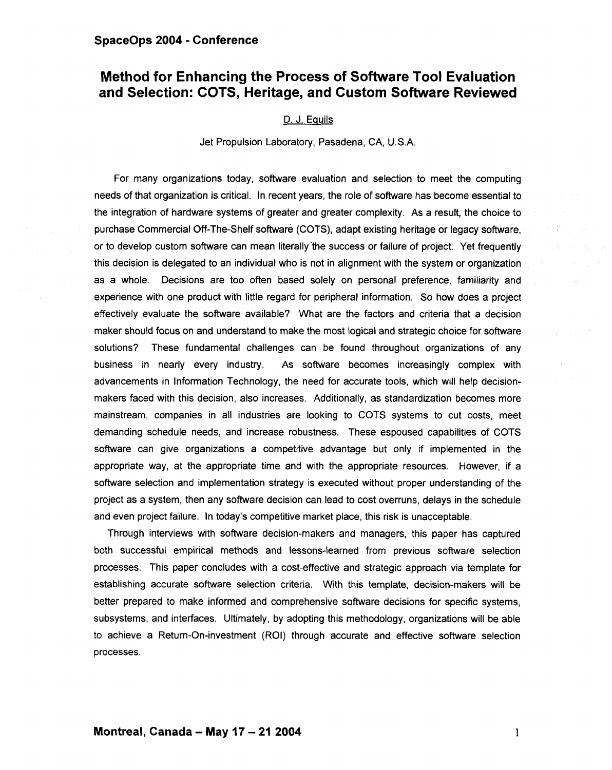# Method for Enhancing the Process of Software Tool Evaluation and Selection: COTS, Heritage, and Custom Software Reviewed

D. J. Equils

Jet Propulsion Laboratory, Pasadena, CA, U.S.A.

For many organizations today, software evaluation and selection to meet the computing needs of that organization is critical. In recent years, the role of software has become essential to the integration of hardware systems of greater and greater complexity. As a result, the choice to purchase Commercial Off-The-Shelf software (COTS), adapt existing heritage or legacy software, or to develop custom software can mean literally the success or failure of project. Yet frequently this decision is delegated to an individual who is not in alignment with the system or organization as a whole. Decisions are too often based solely on personal preference, familiarity and experience with one product with little regard for peripheral information. So how does a project effectively evaluate the software available? What are the factors and criteria that a decision maker should focus on and understand to make the most logical and strategic choice for software solutions? These fundamental challenges can be found throughout organizations of any business in nearly every industry. As software becomes increasingly complex with advancements in Information Technology, the need for accurate tools, which will help decision-makers faced with this decision, also increases. Additionally, as standardization becomes more mainstream, companies in all industries are looking to COTS systems to cut costs, meet demanding schedule needs, and increase robustness. These espoused capabilities of COTS software can give organizations a competitive advantage but only if implemented in the appropriate way, at the appropriate time and with the appropriate resources. However, if a software selection and implementation strategy is executed without proper understanding of the project as a system, then any software decision can lead to cost overruns, delays in the schedule and even project failure. In today's competitive market place, this risk is unacceptable.

Through interviews with software decision-makers and managers, this paper has captured both successful empirical methods and lessons-learned from previous software selection processes. This paper concludes with a cost-effective and strategic approach via template for establishing accurate software selection criteria. With this template, decision-makers will be better prepared to make informed and comprehensive software decisions for specific systems, subsystems, and interfaces. Ultimately, by adopting this methodology, organizations will be able to achieve a Return-On-investment (ROI) through accurate and effective software selection processes.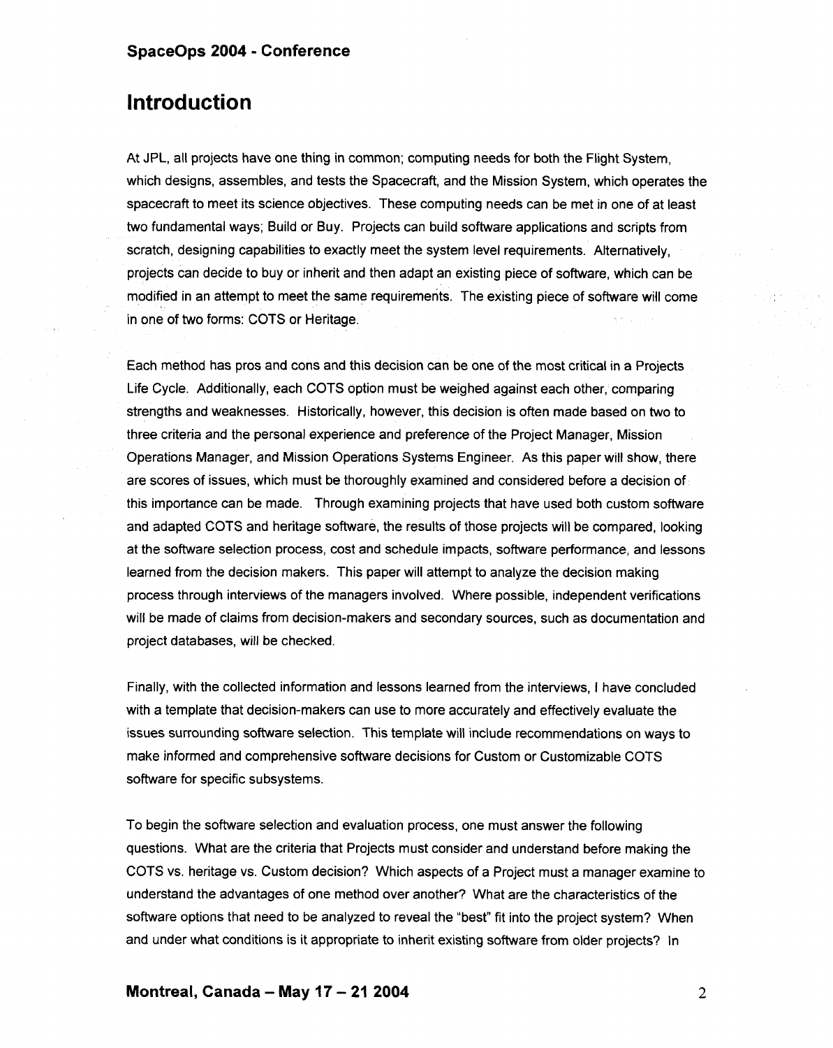## Introduction

At JPL, all projects have one thing in common; computing needs for both the Flight System, which designs, assembles, and tests the Spacecraft, and the Mission System, which operates the spacecraft to meet its science objectives. These computing needs can be met in one of at least two fundamental ways; Build or Buy. Projects can build software applications and scripts from scratch, designing capabilities to exactly meet the system level requirements. Alternatively, projects can decide to buy or inherit and then adapt an existing piece of software, which can be modified in an attempt to meet the same requirements. The existing piece of software will come in one of two forms: COTS or Heritage.

Each method has pros and cons and this decision can be one of the most critical in a Projects Life Cycle. Additionally, each COTS option must be weighed against each other, comparing strengths and weaknesses. Historically, however, this decision is often made based on two to three criteria and the personal experience and preference of the Project Manager, Mission Operations Manager, and Mission Operations Systems Engineer. As this paper will show, there are scores of issues, which must be thoroughly examined and considered before a decision of this importance can be made. Through examining projects that have used both custom software and adapted COTS and heritage software, the results of those projects will be compared, looking at the software selection process, cost and schedule impacts, software performance, and lessons learned from the decision makers. This paper will attempt to analyze the decision making process through interviews of the managers involved. Where possible, independent verifications will be made of claims from decision-makers and secondary sources, such as documentation and project databases, will be checked.

Finally, with the collected information and lessons learned from the interviews, I have concluded with a template that decision-makers can use to more accurately and effectively evaluate the issues surrounding software selection. This template will include recommendations on ways to make informed and comprehensive software decisions for Custom or Customizable COTS software for specific subsystems.

To begin the software selection and evaluation process, one must answer the following questions. What are the criteria that Projects must consider and understand before making the COTS vs. heritage vs. Custom decision? Which aspects of a Project must a manager examine to understand the advantages of one method over another? What are the characteristics of the software options that need to be analyzed to reveal the "best" fit into the project system? When and under what conditions is it appropriate to inherit existing software from older projects? In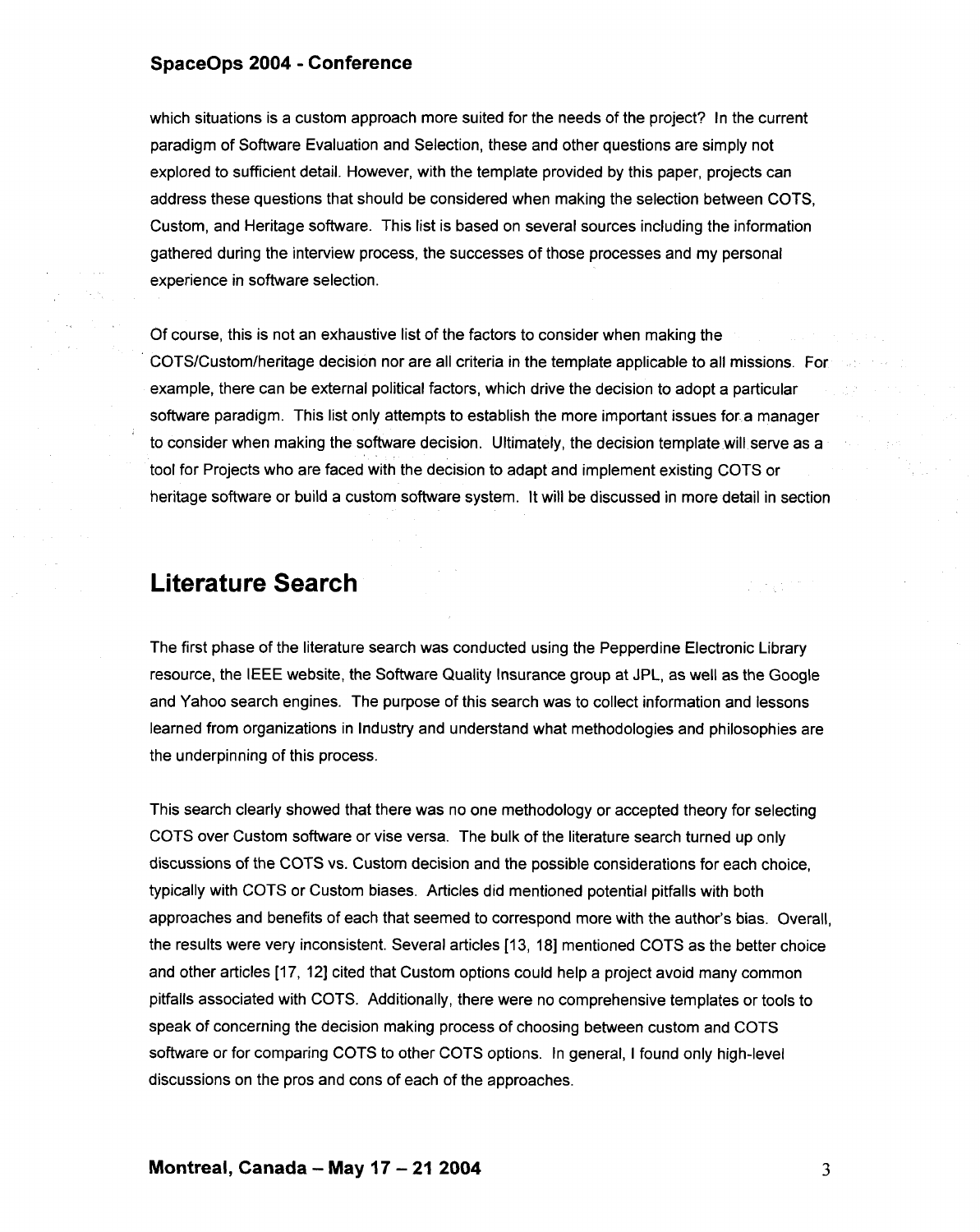which situations is a custom approach more suited for the needs of the project? In the current paradigm of Software Evaluation and Selection, these and other questions are simply not explored to sufficient detail. However, with the template provided by this paper, projects can address these questions that should be considered when making the selection between COTS, Custom, and Heritage software. This list is based on several sources including the information gathered during the interview process, the successes of those processes and my personal experience in software selection.

Of course, this is not an exhaustive list of the factors to consider when making the COTS/Custom/heritage decision nor are all criteria in the template applicable to all missions. For example, there can be external political factors, which drive the decision to adopt a particular software paradigm. This list only attempts to establish the more important issues for a manager to consider when making the software decision. Ultimately, the decision template will serve as a tool for Projects who are faced with the decision to adapt and implement existing COTS or heritage software or build a custom software system. It will be discussed in more detail in section

## Literature Search

The first phase of the literature search was conducted using the Pepperdine Electronic Library resource, the IEEE website, the Software Quality Insurance group at JPL, as well as the Google and Yahoo search engines. The purpose of this search was to collect information and lessons learned from organizations in Industry and understand what methodologies and philosophies are the underpinning of this process.

This search clearly showed that there was no one methodology or accepted theory for selecting COTS over Custom software or vise versa. The bulk of the literature search turned up only discussions of the COTS vs. Custom decision and the possible considerations for each choice, typically with COTS or Custom biases. Articles did mentioned potential pitfalls with both approaches and benefits of each that seemed to correspond more with the author's bias. Overall, the results were very inconsistent. Several articles [13, 18] mentioned COTS as the better choice and other articles [17, 12] cited that Custom options could help a project avoid many common pitfalls associated with COTS. Additionally, there were no comprehensive templates or tools to speak of concerning the decision making process of choosing between custom and COTS software or for comparing COTS to other COTS options. In general, I found only high-level discussions on the pros and cons of each of the approaches.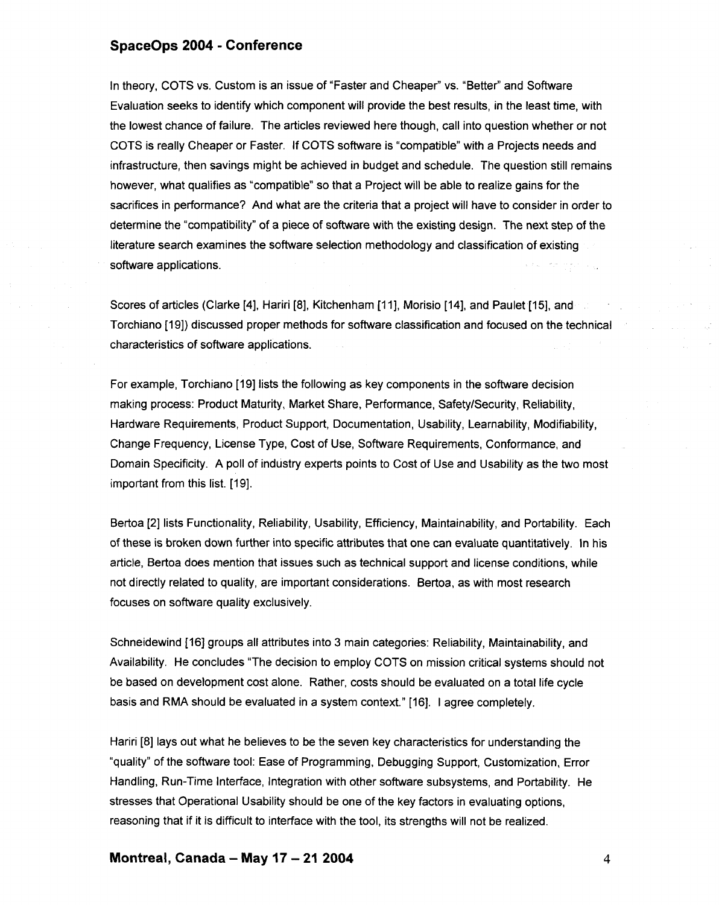In theory, COTS vs. Custom is an issue of "Faster and Cheaper" vs. "Better" and Software Evaluation seeks to identify which component will provide the best results, in the least time, with the lowest chance of failure. The articles reviewed here though, call into question whether or not COTS is really Cheaper or Faster. If COTS software is "compatible" with a Projects needs and infrastructure, then savings might be achieved in budget and schedule. The question still remains however, what qualifies as "compatible" so that a Project will be able to realize gains for the sacrifices in performance? And what are the criteria that a project will have to consider in order to determine the "compatibility" of a piece of software with the existing design. The next step of the literature search examines the software selection methodology and classification of existing software applications.

Scores of articles (Clarke [4], Hariri [8], Kitchenham [11], Morisio [14], and Paulet [15], and Torchiano [19]) discussed proper methods for software classification and focused on the technical characteristics of software applications.

For example, Torchiano [19] lists the following as key components in the software decision making process: Product Maturity, Market Share, Performance, Safety/Security, Reliability, Hardware Requirements, Product Support, Documentation, Usability, Learnability, Modifiability, Change Frequency, License Type, Cost of Use, Software Requirements, Conformance, and Domain Specificity. A poll of industry experts points to Cost of Use and Usability as the two most important from this list. [19].

Bertoa [2] lists Functionality, Reliability, Usability, Efficiency, Maintainability, and Portability. Each of these is broken down further into specific attributes that one can evaluate quantitatively. In his article, Bertoa does mention that issues such as technical support and license conditions, while not directly related to quality, are important considerations. Bertoa, as with most research focuses on software quality exclusively.

Schneidewind [16] groups all attributes into 3 main categories: Reliability, Maintainability, and Availability. He concludes "The decision to employ COTS on mission critical systems should not be based on development cost alone. Rather, costs should be evaluated on a total life cycle basis and RMA should be evaluated in a system context." [16]. I agree completely.

Hariri [8] lays out what he believes to be the seven key characteristics for understanding the "quality" of the software tool: Ease of Programming, Debugging Support, Customization, Error Handling, Run-Time Interface, Integration with other software subsystems, and Portability. He stresses that Operational Usability should be one of the key factors in evaluating options, reasoning that if it is difficult to interface with the tool, its strengths will not be realized.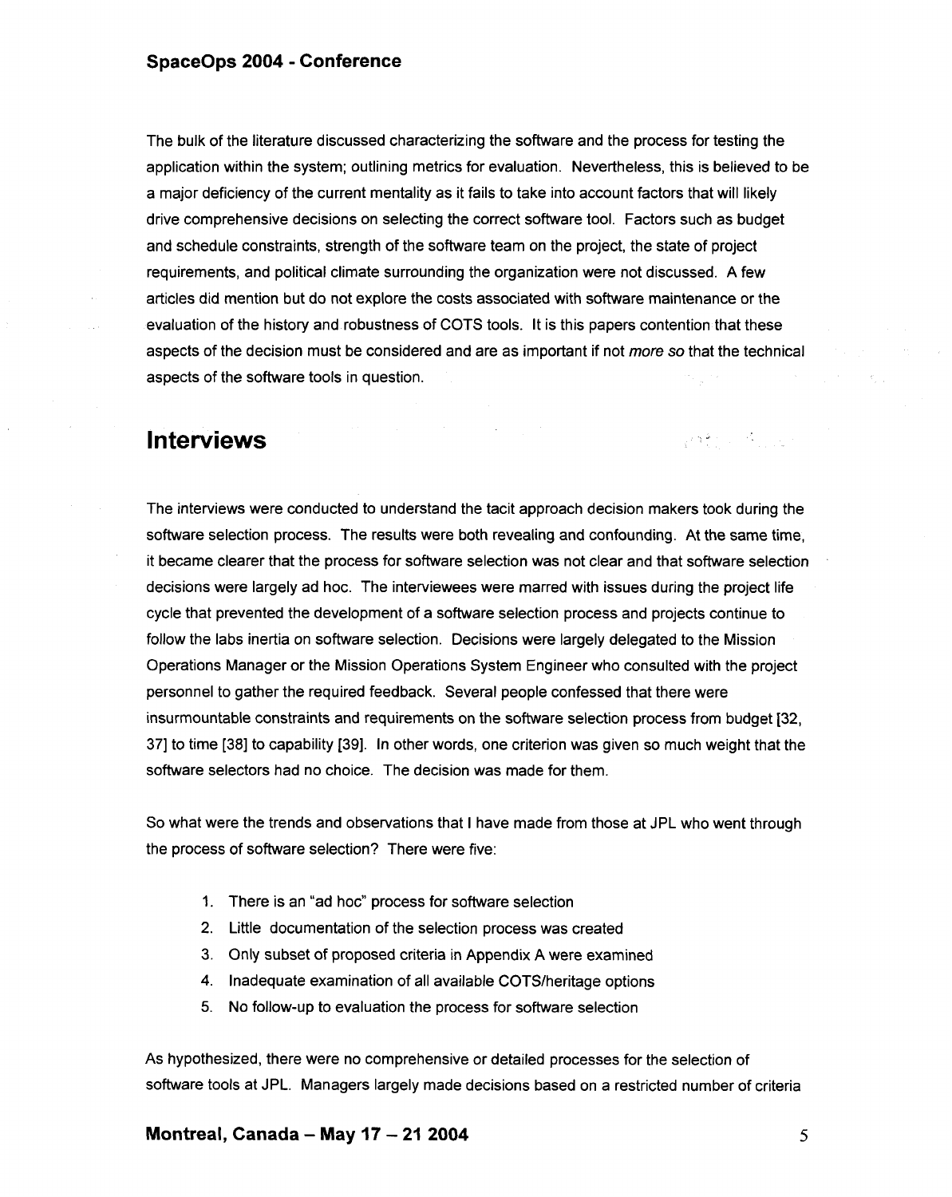The bulk of the literature discussed characterizing the software and the process for testing the application within the system; outlining metrics for evaluation. Nevertheless, this is believed to be a major deficiency of the current mentality as it fails to take into account factors that will likely drive comprehensive decisions on selecting the correct software tool. Factors such as budget and schedule constraints, strength of the software team on the project, the state of project requirements, and political climate surrounding the organization were not discussed. A few articles did mention but do not explore the costs associated with software maintenance or the evaluation of the history and robustness of COTS tools. It is this papers contention that these aspects of the decision must be considered and are as important if not *more so* that the technical aspects of the software tools in question.

## Interviews

The interviews were conducted to understand the tacit approach decision makers took during the software selection process. The results were both revealing and confounding. At the same time, it became clearer that the process for software selection was not clear and that software selection decisions were largely ad hoc. The interviewees were marred with issues during the project life cycle that prevented the development of a software selection process and projects continue to follow the labs inertia on software selection. Decisions were largely delegated to the Mission Operations Manager or the Mission Operations System Engineer who consulted with the project personnel to gather the required feedback. Several people confessed that there were insurmountable constraints and requirements on the software selection process from budget [32, 37] to time [38] to capability [39]. In other words, one criterion was given so much weight that the software selectors had no choice. The decision was made for them.

So what were the trends and observations that I have made from those at JPL who went through the process of software selection? There were five:

1. There is an "ad hoc" process for software selection
2. Little documentation of the selection process was created
3. Only subset of proposed criteria in Appendix A were examined
4. Inadequate examination of all available COTS/heritage options
5. No follow-up to evaluation the process for software selection

As hypothesized, there were no comprehensive or detailed processes for the selection of software tools at JPL. Managers largely made decisions based on a restricted number of criteria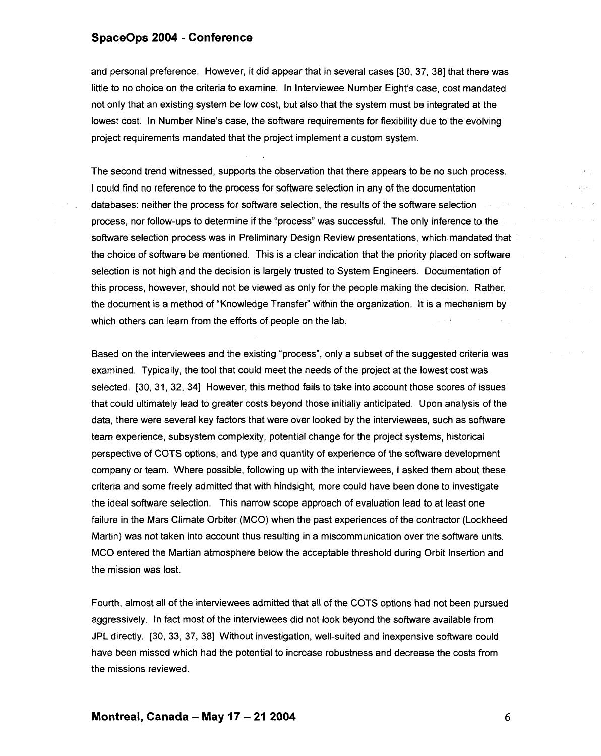and personal preference. However, it did appear that in several cases [30, 37, 38] that there was little to no choice on the criteria to examine. In Interviewee Number Eight's case, cost mandated not only that an existing system be low cost, but also that the system must be integrated at the lowest cost. In Number Nine's case, the software requirements for flexibility due to the evolving project requirements mandated that the project implement a custom system.

The second trend witnessed, supports the observation that there appears to be no such process. I could find no reference to the process for software selection in any of the documentation databases: neither the process for software selection, the results of the software selection process, nor follow-ups to determine if the "process" was successful. The only inference to the software selection process was in Preliminary Design Review presentations, which mandated that the choice of software be mentioned. This is a clear indication that the priority placed on software selection is not high and the decision is largely trusted to System Engineers. Documentation of this process, however, should not be viewed as only for the people making the decision. Rather, the document is a method of "Knowledge Transfer" within the organization. It is a mechanism by which others can learn from the efforts of people on the lab.

Based on the interviewees and the existing "process", only a subset of the suggested criteria was examined. Typically, the tool that could meet the needs of the project at the lowest cost was selected. [30, 31, 32, 34] However, this method fails to take into account those scores of issues that could ultimately lead to greater costs beyond those initially anticipated. Upon analysis of the data, there were several key factors that were over looked by the interviewees, such as software team experience, subsystem complexity, potential change for the project systems, historical perspective of COTS options, and type and quantity of experience of the software development company or team. Where possible, following up with the interviewees, I asked them about these criteria and some freely admitted that with hindsight, more could have been done to investigate the ideal software selection. This narrow scope approach of evaluation lead to at least one failure in the Mars Climate Orbiter (MCO) when the past experiences of the contractor (Lockheed Martin) was not taken into account thus resulting in a miscommunication over the software units. MCO entered the Martian atmosphere below the acceptable threshold during Orbit Insertion and the mission was lost.

Fourth, almost all of the interviewees admitted that all of the COTS options had not been pursued aggressively. In fact most of the interviewees did not look beyond the software available from JPL directly. [30, 33, 37, 38] Without investigation, well-suited and inexpensive software could have been missed which had the potential to increase robustness and decrease the costs from the missions reviewed.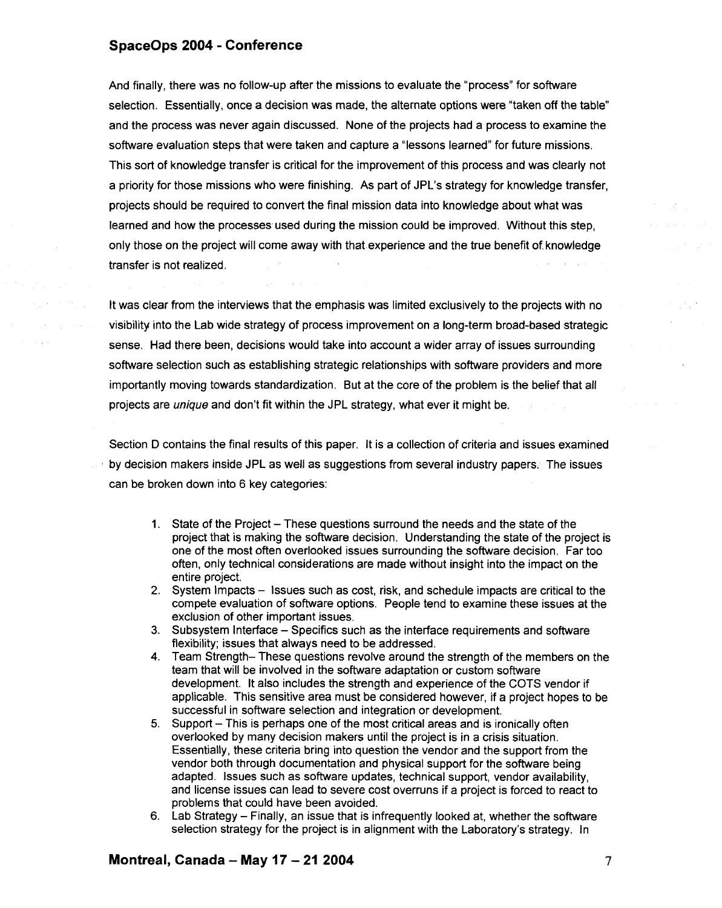And finally, there was no follow-up after the missions to evaluate the "process" for software selection. Essentially, once a decision was made, the alternate options were "taken off the table" and the process was never again discussed. None of the projects had a process to examine the software evaluation steps that were taken and capture a "lessons learned" for future missions. This sort of knowledge transfer is critical for the improvement of this process and was clearly not a priority for those missions who were finishing. As part of JPL's strategy for knowledge transfer, projects should be required to convert the final mission data into knowledge about what was learned and how the processes used during the mission could be improved. Without this step, only those on the project will come away with that experience and the true benefit of knowledge transfer is not realized.

It was clear from the interviews that the emphasis was limited exclusively to the projects with no visibility into the Lab wide strategy of process improvement on a long-term broad-based strategic sense. Had there been, decisions would take into account a wider array of issues surrounding software selection such as establishing strategic relationships with software providers and more importantly moving towards standardization. But at the core of the problem is the belief that all projects are *unique* and don't fit within the JPL strategy, what ever it might be.

Section D contains the final results of this paper. It is a collection of criteria and issues examined by decision makers inside JPL as well as suggestions from several industry papers. The issues can be broken down into 6 key categories:

1. State of the Project – These questions surround the needs and the state of the project that is making the software decision. Understanding the state of the project is one of the most often overlooked issues surrounding the software decision. Far too often, only technical considerations are made without insight into the impact on the entire project.
2. System Impacts – Issues such as cost, risk, and schedule impacts are critical to the compete evaluation of software options. People tend to examine these issues at the exclusion of other important issues.
3. Subsystem Interface – Specifics such as the interface requirements and software flexibility; issues that always need to be addressed.
4. Team Strength– These questions revolve around the strength of the members on the team that will be involved in the software adaptation or custom software development. It also includes the strength and experience of the COTS vendor if applicable. This sensitive area must be considered however, if a project hopes to be successful in software selection and integration or development.
5. Support – This is perhaps one of the most critical areas and is ironically often overlooked by many decision makers until the project is in a crisis situation. Essentially, these criteria bring into question the vendor and the support from the vendor both through documentation and physical support for the software being adapted. Issues such as software updates, technical support, vendor availability, and license issues can lead to severe cost overruns if a project is forced to react to problems that could have been avoided.
6. Lab Strategy – Finally, an issue that is infrequently looked at, whether the software selection strategy for the project is in alignment with the Laboratory's strategy. In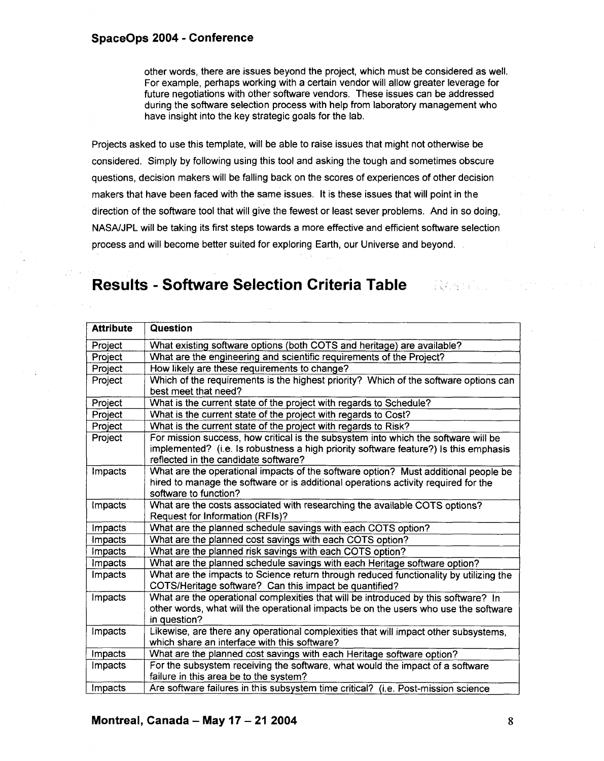other words, there are issues beyond the project, which must be considered as well. For example, perhaps working with a certain vendor will allow greater leverage for future negotiations with other software vendors. These issues can be addressed during the software selection process with help from laboratory management who have insight into the key strategic goals for the lab.

Projects asked to use this template, will be able to raise issues that might not otherwise be considered. Simply by following using this tool and asking the tough and sometimes obscure questions, decision makers will be falling back on the scores of experiences of other decision makers that have been faced with the same issues. It is these issues that will point in the direction of the software tool that will give the fewest or least sever problems. And in so doing, NASA/JPL will be taking its first steps towards a more effective and efficient software selection process and will become better suited for exploring Earth, our Universe and beyond.

# Results - Software Selection Criteria Table

| Attribute | Question |
|---|---|
| Project | What existing software options (both COTS and heritage) are available? |
| Project | What are the engineering and scientific requirements of the Project? |
| Project | How likely are these requirements to change? |
| Project | Which of the requirements is the highest priority? Which of the software options can best meet that need? |
| Project | What is the current state of the project with regards to Schedule? |
| Project | What is the current state of the project with regards to Cost? |
| Project | What is the current state of the project with regards to Risk? |
| Project | For mission success, how critical is the subsystem into which the software will be implemented? (i.e. Is robustness a high priority software feature?) Is this emphasis reflected in the candidate software? |
| Impacts | What are the operational impacts of the software option? Must additional people be hired to manage the software or is additional operations activity required for the software to function? |
| Impacts | What are the costs associated with researching the available COTS options? Request for Information (RFIs)? |
| Impacts | What are the planned schedule savings with each COTS option? |
| Impacts | What are the planned cost savings with each COTS option? |
| Impacts | What are the planned risk savings with each COTS option? |
| Impacts | What are the planned schedule savings with each Heritage software option? |
| Impacts | What are the impacts to Science return through reduced functionality by utilizing the COTS/Heritage software? Can this impact be quantified? |
| Impacts | What are the operational complexities that will be introduced by this software? In other words, what will the operational impacts be on the users who use the software in question? |
| Impacts | Likewise, are there any operational complexities that will impact other subsystems, which share an interface with this software? |
| Impacts | What are the planned cost savings with each Heritage software option? |
| Impacts | For the subsystem receiving the software, what would the impact of a software failure in this area be to the system? |
| Impacts | Are software failures in this subsystem time critical? (i.e. Post-mission science |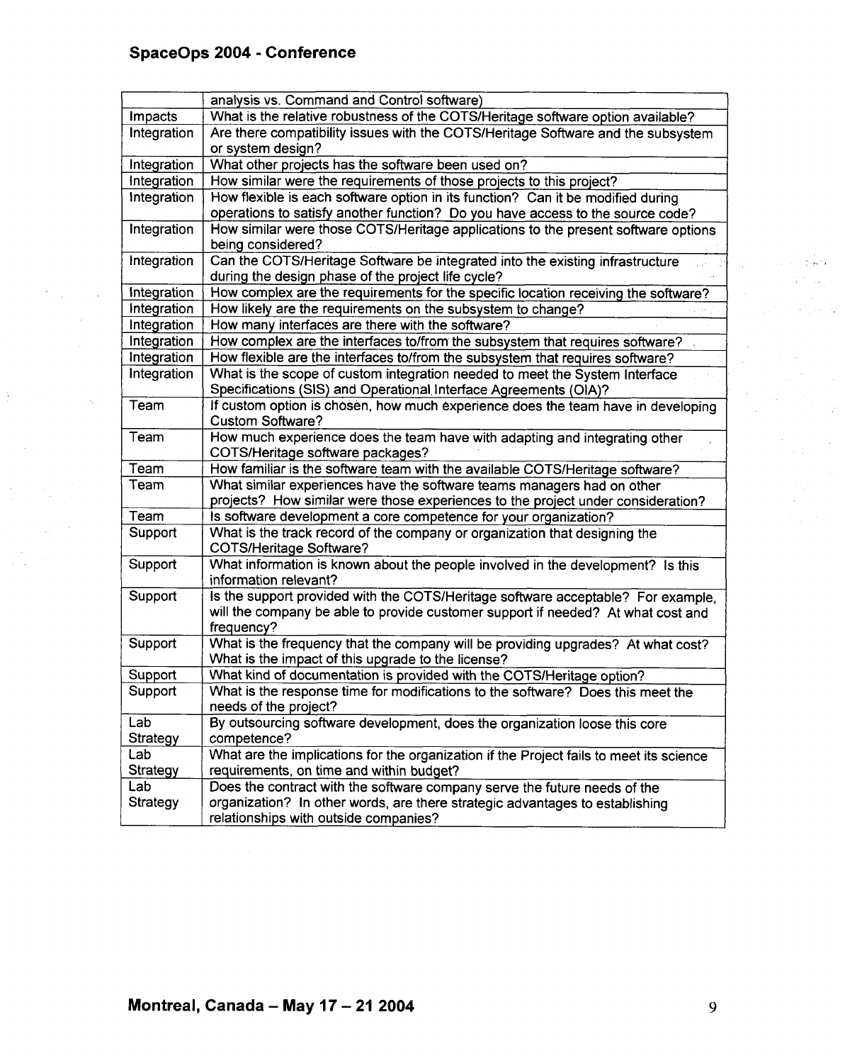| | |
|---|---|
| | analysis vs. Command and Control software) |
| Impacts | What is the relative robustness of the COTS/Heritage software option available? |
| Integration | Are there compatibility issues with the COTS/Heritage Software and the subsystem or system design? |
| Integration | What other projects has the software been used on? |
| Integration | How similar were the requirements of those projects to this project? |
| Integration | How flexible is each software option in its function? Can it be modified during operations to satisfy another function? Do you have access to the source code? |
| Integration | How similar were those COTS/Heritage applications to the present software options being considered? |
| Integration | Can the COTS/Heritage Software be integrated into the existing infrastructure during the design phase of the project life cycle? |
| Integration | How complex are the requirements for the specific location receiving the software? |
| Integration | How likely are the requirements on the subsystem to change? |
| Integration | How many interfaces are there with the software? |
| Integration | How complex are the interfaces to/from the subsystem that requires software? |
| Integration | How flexible are the interfaces to/from the subsystem that requires software? |
| Integration | What is the scope of custom integration needed to meet the System Interface Specifications (SIS) and Operational Interface Agreements (OIA)? |
| Team | If custom option is chosen, how much experience does the team have in developing Custom Software? |
| Team | How much experience does the team have with adapting and integrating other COTS/Heritage software packages? |
| Team | How familiar is the software team with the available COTS/Heritage software? |
| Team | What similar experiences have the software teams managers had on other projects? How similar were those experiences to the project under consideration? |
| Team | Is software development a core competence for your organization? |
| Support | What is the track record of the company or organization that designing the COTS/Heritage Software? |
| Support | What information is known about the people involved in the development? Is this information relevant? |
| Support | Is the support provided with the COTS/Heritage software acceptable? For example, will the company be able to provide customer support if needed? At what cost and frequency? |
| Support | What is the frequency that the company will be providing upgrades? At what cost? What is the impact of this upgrade to the license? |
| Support | What kind of documentation is provided with the COTS/Heritage option? |
| Support | What is the response time for modifications to the software? Does this meet the needs of the project? |
| Lab Strategy | By outsourcing software development, does the organization loose this core competence? |
| Lab Strategy | What are the implications for the organization if the Project fails to meet its science requirements, on time and within budget? |
| Lab Strategy | Does the contract with the software company serve the future needs of the organization? In other words, are there strategic advantages to establishing relationships with outside companies? |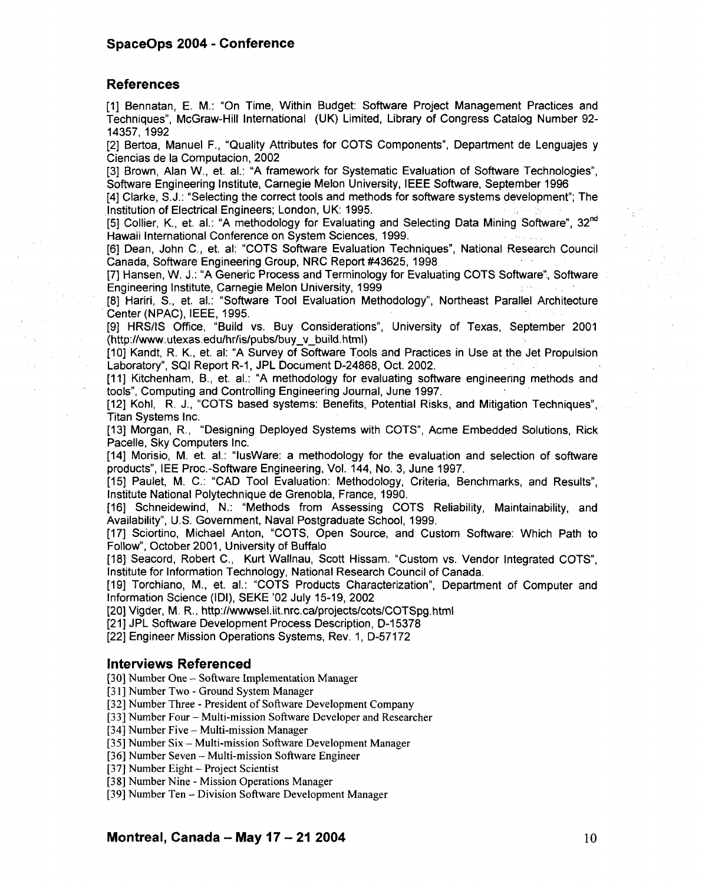## References

[1] Bennatan, E. M.: "On Time, Within Budget: Software Project Management Practices and Techniques", McGraw-Hill International (UK) Limited, Library of Congress Catalog Number 92-14357, 1992

[2] Bertoa, Manuel F., "Quality Attributes for COTS Components", Department de Lenguajes y Ciencias de la Computacion, 2002

[3] Brown, Alan W., et. al.: "A framework for Systematic Evaluation of Software Technologies", Software Engineering Institute, Carnegie Melon University, IEEE Software, September 1996

[4] Clarke, S.J.: "Selecting the correct tools and methods for software systems development"; The Institution of Electrical Engineers; London, UK: 1995.

[5] Collier, K., et. al.: "A methodology for Evaluating and Selecting Data Mining Software", 32nd Hawaii International Conference on System Sciences, 1999.

[6] Dean, John C., et. al: "COTS Software Evaluation Techniques", National Research Council Canada, Software Engineering Group, NRC Report #43625, 1998

[7] Hansen, W. J.: "A Generic Process and Terminology for Evaluating COTS Software", Software Engineering Institute, Carnegie Melon University, 1999

[8] Hariri, S., et. al.: "Software Tool Evaluation Methodology", Northeast Parallel Architecture Center (NPAC), IEEE, 1995.

[9] HRS/IS Office, "Build vs. Buy Considerations", University of Texas, September 2001 (http://www.utexas.edu/hr/is/pubs/buy_v_build.html)

[10] Kandt, R. K., et. al: "A Survey of Software Tools and Practices in Use at the Jet Propulsion Laboratory", SQI Report R-1, JPL Document D-24868, Oct. 2002.

[11] Kitchenham, B., et. al.: "A methodology for evaluating software engineering methods and tools", Computing and Controlling Engineering Journal, June 1997.

[12] Kohl, R. J., "COTS based systems: Benefits, Potential Risks, and Mitigation Techniques", Titan Systems Inc.

[13] Morgan, R., "Designing Deployed Systems with COTS", Acme Embedded Solutions, Rick Pacelle, Sky Computers Inc.

[14] Morisio, M. et. al.: "IusWare: a methodology for the evaluation and selection of software products", IEE Proc.-Software Engineering, Vol. 144, No. 3, June 1997.

[15] Paulet, M. C.: "CAD Tool Evaluation: Methodology, Criteria, Benchmarks, and Results", Institute National Polytechnique de Grenobla, France, 1990.

[16] Schneidewind, N.: "Methods from Assessing COTS Reliability, Maintainability, and Availability", U.S. Government, Naval Postgraduate School, 1999.

[17] Sciortino, Michael Anton, "COTS, Open Source, and Custom Software: Which Path to Follow", October 2001, University of Buffalo

[18] Seacord, Robert C., Kurt Wallnau, Scott Hissam. "Custom vs. Vendor Integrated COTS", Institute for Information Technology, National Research Council of Canada.

[19] Torchiano, M., et. al.: "COTS Products Characterization", Department of Computer and Information Science (IDI), SEKE '02 July 15-19, 2002

[20] Vigder, M. R., http://wwwsel.iit.nrc.ca/projects/cots/COTSpg.html

[21] JPL Software Development Process Description, D-15378

[22] Engineer Mission Operations Systems, Rev. 1, D-57172

## Interviews Referenced

[30] Number One – Software Implementation Manager

[31] Number Two - Ground System Manager

[32] Number Three - President of Software Development Company

[33] Number Four – Multi-mission Software Developer and Researcher

[34] Number Five – Multi-mission Manager

[35] Number Six – Multi-mission Software Development Manager

[36] Number Seven – Multi-mission Software Engineer

[37] Number Eight – Project Scientist

[38] Number Nine - Mission Operations Manager

[39] Number Ten – Division Software Development Manager